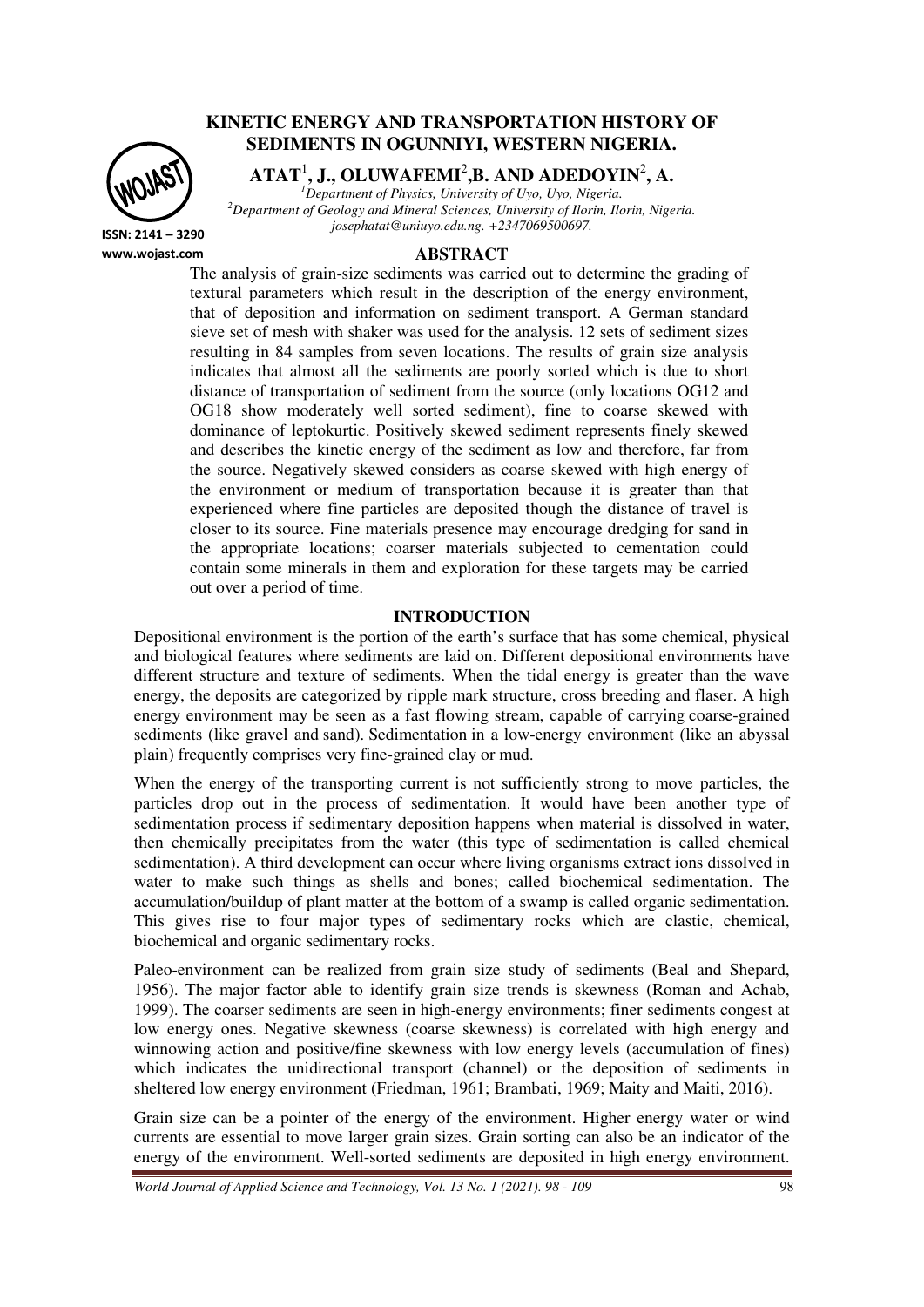# KINETIC ENERGY AND TRANSPORTATION HISTORY OF SEDIMENTS IN OGUNNIYI, WESTERN NIGERIA.

**ATAT[1], J., OLUWAFEMI[2],B. AND ADEDOYIN[2], A.**

[1]*Department of Physics, University of Uyo, Uyo, Nigeria.*
[2]*Department of Geology and Mineral Sciences, University of Ilorin, Ilorin, Nigeria.*
*josephatat@uniuyo.edu.ng. +2347069500697.*

ISSN: 2141 – 3290
www.wojast.com

## ABSTRACT

The analysis of grain-size sediments was carried out to determine the grading of textural parameters which result in the description of the energy environment, that of deposition and information on sediment transport. A German standard sieve set of mesh with shaker was used for the analysis. 12 sets of sediment sizes resulting in 84 samples from seven locations. The results of grain size analysis indicates that almost all the sediments are poorly sorted which is due to short distance of transportation of sediment from the source (only locations OG12 and OG18 show moderately well sorted sediment), fine to coarse skewed with dominance of leptokurtic. Positively skewed sediment represents finely skewed and describes the kinetic energy of the sediment as low and therefore, far from the source. Negatively skewed considers as coarse skewed with high energy of the environment or medium of transportation because it is greater than that experienced where fine particles are deposited though the distance of travel is closer to its source. Fine materials presence may encourage dredging for sand in the appropriate locations; coarser materials subjected to cementation could contain some minerals in them and exploration for these targets may be carried out over a period of time.

## INTRODUCTION

Depositional environment is the portion of the earth's surface that has some chemical, physical and biological features where sediments are laid on. Different depositional environments have different structure and texture of sediments. When the tidal energy is greater than the wave energy, the deposits are categorized by ripple mark structure, cross breeding and flaser. A high energy environment may be seen as a fast flowing stream, capable of carrying coarse-grained sediments (like gravel and sand). Sedimentation in a low-energy environment (like an abyssal plain) frequently comprises very fine-grained clay or mud.

When the energy of the transporting current is not sufficiently strong to move particles, the particles drop out in the process of sedimentation. It would have been another type of sedimentation process if sedimentary deposition happens when material is dissolved in water, then chemically precipitates from the water (this type of sedimentation is called chemical sedimentation). A third development can occur where living organisms extract ions dissolved in water to make such things as shells and bones; called biochemical sedimentation. The accumulation/buildup of plant matter at the bottom of a swamp is called organic sedimentation. This gives rise to four major types of sedimentary rocks which are clastic, chemical, biochemical and organic sedimentary rocks.

Paleo-environment can be realized from grain size study of sediments (Beal and Shepard, 1956). The major factor able to identify grain size trends is skewness (Roman and Achab, 1999). The coarser sediments are seen in high-energy environments; finer sediments congest at low energy ones. Negative skewness (coarse skewness) is correlated with high energy and winnowing action and positive/fine skewness with low energy levels (accumulation of fines) which indicates the unidirectional transport (channel) or the deposition of sediments in sheltered low energy environment (Friedman, 1961; Brambati, 1969; Maity and Maiti, 2016).

Grain size can be a pointer of the energy of the environment. Higher energy water or wind currents are essential to move larger grain sizes. Grain sorting can also be an indicator of the energy of the environment. Well-sorted sediments are deposited in high energy environment.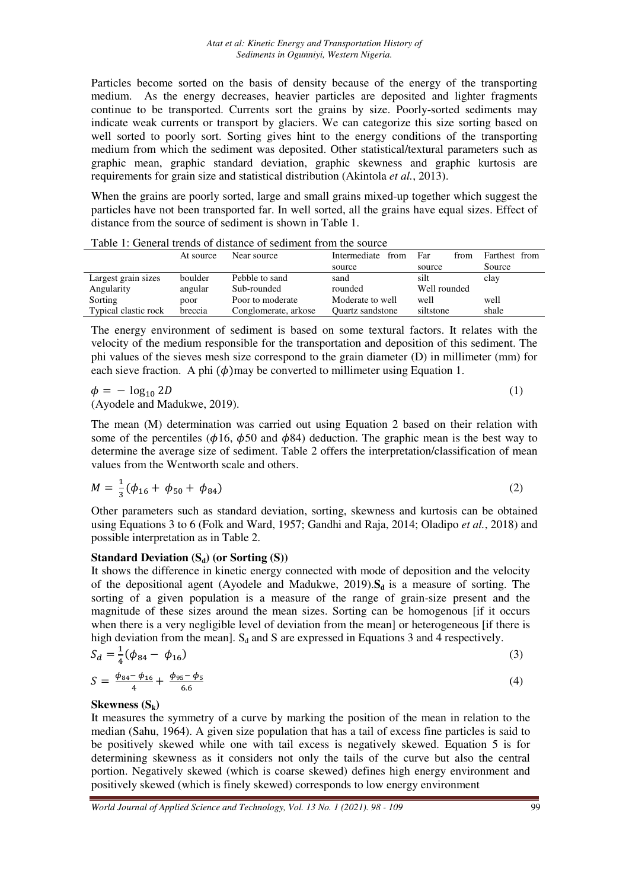Particles become sorted on the basis of density because of the energy of the transporting medium. As the energy decreases, heavier particles are deposited and lighter fragments continue to be transported. Currents sort the grains by size. Poorly-sorted sediments may indicate weak currents or transport by glaciers. We can categorize this size sorting based on well sorted to poorly sort. Sorting gives hint to the energy conditions of the transporting medium from which the sediment was deposited. Other statistical/textural parameters such as graphic mean, graphic standard deviation, graphic skewness and graphic kurtosis are requirements for grain size and statistical distribution (Akintola *et al.*, 2013).

When the grains are poorly sorted, large and small grains mixed-up together which suggest the particles have not been transported far. In well sorted, all the grains have equal sizes. Effect of distance from the source of sediment is shown in Table 1.

Table 1: General trends of distance of sediment from the source

| | At source | Near source | Intermediate from source | Far from source | Farthest from Source |
|---|---|---|---|---|---|
| Largest grain sizes | boulder | Pebble to sand | sand | silt | clay |
| Angularity | angular | Sub-rounded | rounded | Well rounded | |
| Sorting | poor | Poor to moderate | Moderate to well | well | well |
| Typical clastic rock | breccia | Conglomerate, arkose | Quartz sandstone | siltstone | shale |

The energy environment of sediment is based on some textural factors. It relates with the velocity of the medium responsible for the transportation and deposition of this sediment. The phi values of the sieves mesh size correspond to the grain diameter (D) in millimeter (mm) for each sieve fraction. A phi ($\phi$)may be converted to millimeter using Equation 1.

$$\phi = -\log_{10} 2D \tag{1}$$

(Ayodele and Madukwe, 2019).

The mean (M) determination was carried out using Equation 2 based on their relation with some of the percentiles ($\phi16$, $\phi50$ and $\phi84$) deduction. The graphic mean is the best way to determine the average size of sediment. Table 2 offers the interpretation/classification of mean values from the Wentworth scale and others.

$$M = \frac{1}{3}(\phi_{16} + \phi_{50} + \phi_{84}) \tag{2}$$

Other parameters such as standard deviation, sorting, skewness and kurtosis can be obtained using Equations 3 to 6 (Folk and Ward, 1957; Gandhi and Raja, 2014; Oladipo *et al.*, 2018) and possible interpretation as in Table 2.

**Standard Deviation ($S_d$) (or Sorting (S))**

It shows the difference in kinetic energy connected with mode of deposition and the velocity of the depositional agent (Ayodele and Madukwe, 2019).$\mathbf{S_d}$ is a measure of sorting. The sorting of a given population is a measure of the range of grain-size present and the magnitude of these sizes around the mean sizes. Sorting can be homogenous [if it occurs when there is a very negligible level of deviation from the mean] or heterogeneous [if there is high deviation from the mean]. $S_d$ and S are expressed in Equations 3 and 4 respectively.

$$S_d = \frac{1}{4}(\phi_{84} - \phi_{16}) \tag{3}$$

$$S = \frac{\phi_{84} - \phi_{16}}{4} + \frac{\phi_{95} - \phi_5}{6.6} \tag{4}$$

**Skewness ($S_k$)**

It measures the symmetry of a curve by marking the position of the mean in relation to the median (Sahu, 1964). A given size population that has a tail of excess fine particles is said to be positively skewed while one with tail excess is negatively skewed. Equation 5 is for determining skewness as it considers not only the tails of the curve but also the central portion. Negatively skewed (which is coarse skewed) defines high energy environment and positively skewed (which is finely skewed) corresponds to low energy environment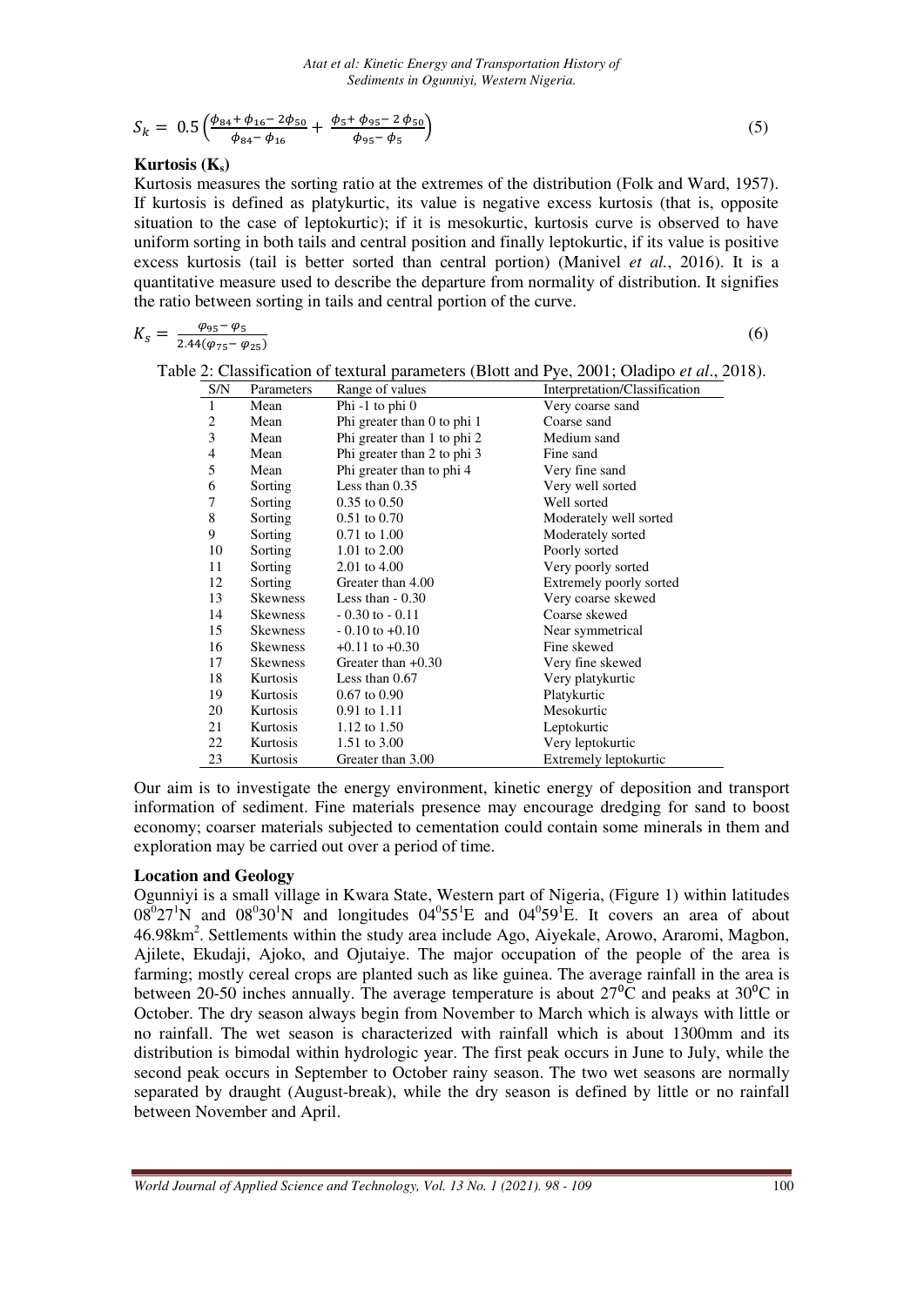$$S_k = 0.5\left(\frac{\phi_{84} + \phi_{16} - 2\phi_{50}}{\phi_{84} - \phi_{16}} + \frac{\phi_5 + \phi_{95} - 2\,\phi_{50}}{\phi_{95} - \phi_5}\right) \tag{5}$$

**Kurtosis ($K_s$)**

Kurtosis measures the sorting ratio at the extremes of the distribution (Folk and Ward, 1957). If kurtosis is defined as platykurtic, its value is negative excess kurtosis (that is, opposite situation to the case of leptokurtic); if it is mesokurtic, kurtosis curve is observed to have uniform sorting in both tails and central position and finally leptokurtic, if its value is positive excess kurtosis (tail is better sorted than central portion) (Manivel *et al.*, 2016). It is a quantitative measure used to describe the departure from normality of distribution. It signifies the ratio between sorting in tails and central portion of the curve.

$$K_s = \frac{\varphi_{95} - \varphi_5}{2.44(\varphi_{75} - \varphi_{25})} \tag{6}$$

Table 2: Classification of textural parameters (Blott and Pye, 2001; Oladipo *et al*., 2018).

| S/N | Parameters | Range of values | Interpretation/Classification |
|---|---|---|---|
| 1 | Mean | Phi -1 to phi 0 | Very coarse sand |
| 2 | Mean | Phi greater than 0 to phi 1 | Coarse sand |
| 3 | Mean | Phi greater than 1 to phi 2 | Medium sand |
| 4 | Mean | Phi greater than 2 to phi 3 | Fine sand |
| 5 | Mean | Phi greater than to phi 4 | Very fine sand |
| 6 | Sorting | Less than 0.35 | Very well sorted |
| 7 | Sorting | 0.35 to 0.50 | Well sorted |
| 8 | Sorting | 0.51 to 0.70 | Moderately well sorted |
| 9 | Sorting | 0.71 to 1.00 | Moderately sorted |
| 10 | Sorting | 1.01 to 2.00 | Poorly sorted |
| 11 | Sorting | 2.01 to 4.00 | Very poorly sorted |
| 12 | Sorting | Greater than 4.00 | Extremely poorly sorted |
| 13 | Skewness | Less than - 0.30 | Very coarse skewed |
| 14 | Skewness | - 0.30 to - 0.11 | Coarse skewed |
| 15 | Skewness | - 0.10 to +0.10 | Near symmetrical |
| 16 | Skewness | +0.11 to +0.30 | Fine skewed |
| 17 | Skewness | Greater than +0.30 | Very fine skewed |
| 18 | Kurtosis | Less than 0.67 | Very platykurtic |
| 19 | Kurtosis | 0.67 to 0.90 | Platykurtic |
| 20 | Kurtosis | 0.91 to 1.11 | Mesokurtic |
| 21 | Kurtosis | 1.12 to 1.50 | Leptokurtic |
| 22 | Kurtosis | 1.51 to 3.00 | Very leptokurtic |
| 23 | Kurtosis | Greater than 3.00 | Extremely leptokurtic |

Our aim is to investigate the energy environment, kinetic energy of deposition and transport information of sediment. Fine materials presence may encourage dredging for sand to boost economy; coarser materials subjected to cementation could contain some minerals in them and exploration may be carried out over a period of time.

**Location and Geology**

Ogunniyi is a small village in Kwara State, Western part of Nigeria, (Figure 1) within latitudes $08^0 27^1$N and $08^0 30^1$N and longitudes $04^0 55^1$E and $04^0 59^1$E. It covers an area of about 46.98km$^2$. Settlements within the study area include Ago, Aiyekale, Arowo, Araromi, Magbon, Ajilete, Ekudaji, Ajoko, and Ojutaiye. The major occupation of the people of the area is farming; mostly cereal crops are planted such as like guinea. The average rainfall in the area is between 20-50 inches annually. The average temperature is about $27^0$C and peaks at $30^0$C in October. The dry season always begin from November to March which is always with little or no rainfall. The wet season is characterized with rainfall which is about 1300mm and its distribution is bimodal within hydrologic year. The first peak occurs in June to July, while the second peak occurs in September to October rainy season. The two wet seasons are normally separated by draught (August-break), while the dry season is defined by little or no rainfall between November and April.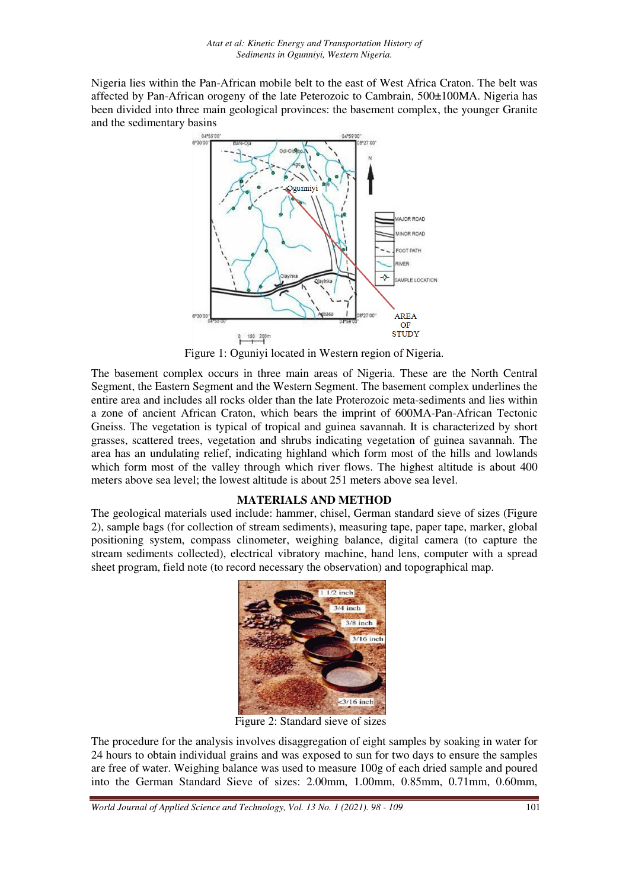Nigeria lies within the Pan-African mobile belt to the east of West Africa Craton. The belt was affected by Pan-African orogeny of the late Peterozoic to Cambrain, 500±100MA. Nigeria has been divided into three main geological provinces: the basement complex, the younger Granite and the sedimentary basins

Figure 1: Oguniyi located in Western region of Nigeria.

The basement complex occurs in three main areas of Nigeria. These are the North Central Segment, the Eastern Segment and the Western Segment. The basement complex underlines the entire area and includes all rocks older than the late Proterozoic meta-sediments and lies within a zone of ancient African Craton, which bears the imprint of 600MA-Pan-African Tectonic Gneiss. The vegetation is typical of tropical and guinea savannah. It is characterized by short grasses, scattered trees, vegetation and shrubs indicating vegetation of guinea savannah. The area has an undulating relief, indicating highland which form most of the hills and lowlands which form most of the valley through which river flows. The highest altitude is about 400 meters above sea level; the lowest altitude is about 251 meters above sea level.

## MATERIALS AND METHOD

The geological materials used include: hammer, chisel, German standard sieve of sizes (Figure 2), sample bags (for collection of stream sediments), measuring tape, paper tape, marker, global positioning system, compass clinometer, weighing balance, digital camera (to capture the stream sediments collected), electrical vibratory machine, hand lens, computer with a spread sheet program, field note (to record necessary the observation) and topographical map.

Figure 2: Standard sieve of sizes

The procedure for the analysis involves disaggregation of eight samples by soaking in water for 24 hours to obtain individual grains and was exposed to sun for two days to ensure the samples are free of water. Weighing balance was used to measure 100g of each dried sample and poured into the German Standard Sieve of sizes: 2.00mm, 1.00mm, 0.85mm, 0.71mm, 0.60mm,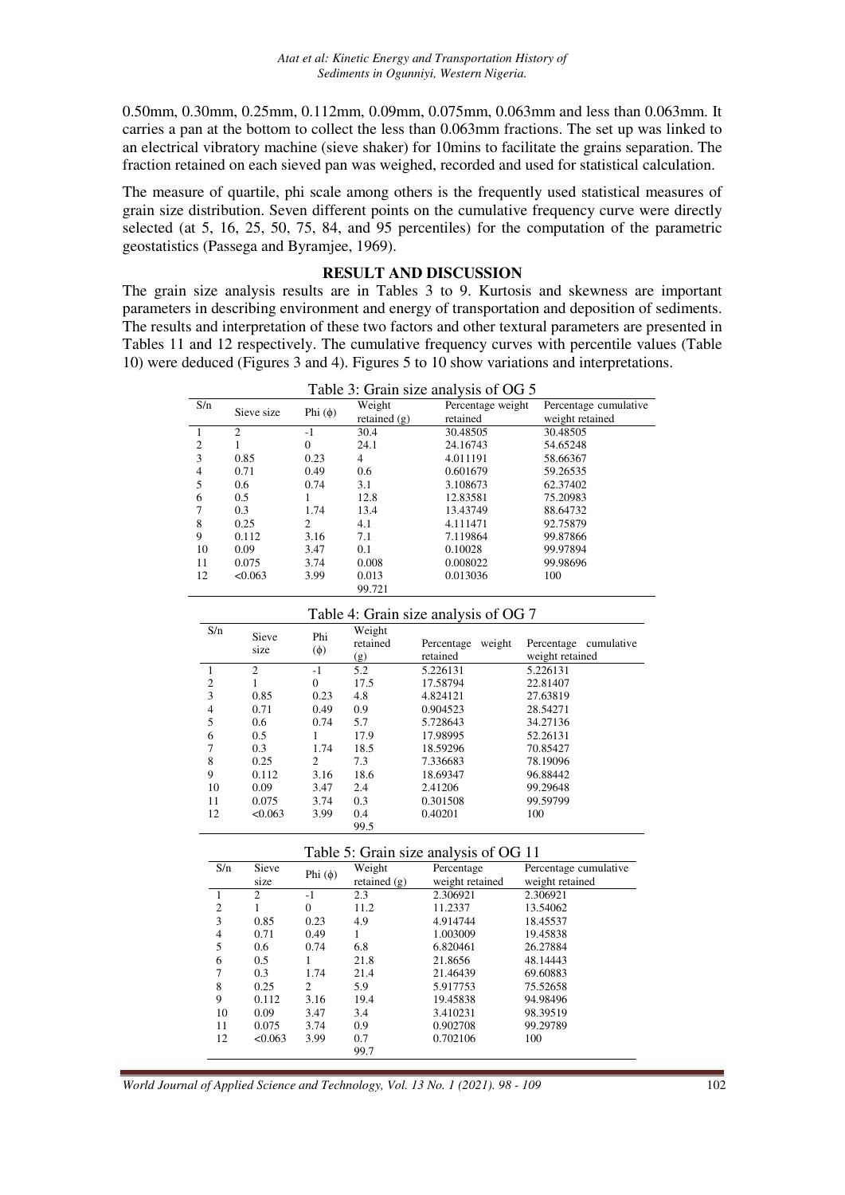0.50mm, 0.30mm, 0.25mm, 0.112mm, 0.09mm, 0.075mm, 0.063mm and less than 0.063mm. It carries a pan at the bottom to collect the less than 0.063mm fractions. The set up was linked to an electrical vibratory machine (sieve shaker) for 10mins to facilitate the grains separation. The fraction retained on each sieved pan was weighed, recorded and used for statistical calculation.

The measure of quartile, phi scale among others is the frequently used statistical measures of grain size distribution. Seven different points on the cumulative frequency curve were directly selected (at 5, 16, 25, 50, 75, 84, and 95 percentiles) for the computation of the parametric geostatistics (Passega and Byramjee, 1969).

## RESULT AND DISCUSSION

The grain size analysis results are in Tables 3 to 9. Kurtosis and skewness are important parameters in describing environment and energy of transportation and deposition of sediments. The results and interpretation of these two factors and other textural parameters are presented in Tables 11 and 12 respectively. The cumulative frequency curves with percentile values (Table 10) were deduced (Figures 3 and 4). Figures 5 to 10 show variations and interpretations.

Table 3: Grain size analysis of OG 5

| S/n | Sieve size | Phi (ϕ) | Weight retained (g) | Percentage weight retained | Percentage cumulative weight retained |
|---|---|---|---|---|---|
| 1 | 2 | -1 | 30.4 | 30.48505 | 30.48505 |
| 2 | 1 | 0 | 24.1 | 24.16743 | 54.65248 |
| 3 | 0.85 | 0.23 | 4 | 4.011191 | 58.66367 |
| 4 | 0.71 | 0.49 | 0.6 | 0.601679 | 59.26535 |
| 5 | 0.6 | 0.74 | 3.1 | 3.108673 | 62.37402 |
| 6 | 0.5 | 1 | 12.8 | 12.83581 | 75.20983 |
| 7 | 0.3 | 1.74 | 13.4 | 13.43749 | 88.64732 |
| 8 | 0.25 | 2 | 4.1 | 4.111471 | 92.75879 |
| 9 | 0.112 | 3.16 | 7.1 | 7.119864 | 99.87866 |
| 10 | 0.09 | 3.47 | 0.1 | 0.10028 | 99.97894 |
| 11 | 0.075 | 3.74 | 0.008 | 0.008022 | 99.98696 |
| 12 | <0.063 | 3.99 | 0.013 | 0.013036 | 100 |
| | | | 99.721 | | |

Table 4: Grain size analysis of OG 7

| S/n | Sieve size | Phi (ϕ) | Weight retained (g) | Percentage weight retained | Percentage cumulative weight retained |
|---|---|---|---|---|---|
| 1 | 2 | -1 | 5.2 | 5.226131 | 5.226131 |
| 2 | 1 | 0 | 17.5 | 17.58794 | 22.81407 |
| 3 | 0.85 | 0.23 | 4.8 | 4.824121 | 27.63819 |
| 4 | 0.71 | 0.49 | 0.9 | 0.904523 | 28.54271 |
| 5 | 0.6 | 0.74 | 5.7 | 5.728643 | 34.27136 |
| 6 | 0.5 | 1 | 17.9 | 17.98995 | 52.26131 |
| 7 | 0.3 | 1.74 | 18.5 | 18.59296 | 70.85427 |
| 8 | 0.25 | 2 | 7.3 | 7.336683 | 78.19096 |
| 9 | 0.112 | 3.16 | 18.6 | 18.69347 | 96.88442 |
| 10 | 0.09 | 3.47 | 2.4 | 2.41206 | 99.29648 |
| 11 | 0.075 | 3.74 | 0.3 | 0.301508 | 99.59799 |
| 12 | <0.063 | 3.99 | 0.4 | 0.40201 | 100 |
| | | | 99.5 | | |

Table 5: Grain size analysis of OG 11

| S/n | Sieve size | Phi (ϕ) | Weight retained (g) | Percentage weight retained | Percentage cumulative weight retained |
|---|---|---|---|---|---|
| 1 | 2 | -1 | 2.3 | 2.306921 | 2.306921 |
| 2 | 1 | 0 | 11.2 | 11.2337 | 13.54062 |
| 3 | 0.85 | 0.23 | 4.9 | 4.914744 | 18.45537 |
| 4 | 0.71 | 0.49 | 1 | 1.003009 | 19.45838 |
| 5 | 0.6 | 0.74 | 6.8 | 6.820461 | 26.27884 |
| 6 | 0.5 | 1 | 21.8 | 21.8656 | 48.14443 |
| 7 | 0.3 | 1.74 | 21.4 | 21.46439 | 69.60883 |
| 8 | 0.25 | 2 | 5.9 | 5.917753 | 75.52658 |
| 9 | 0.112 | 3.16 | 19.4 | 19.45838 | 94.98496 |
| 10 | 0.09 | 3.47 | 3.4 | 3.410231 | 98.39519 |
| 11 | 0.075 | 3.74 | 0.9 | 0.902708 | 99.29789 |
| 12 | <0.063 | 3.99 | 0.7 | 0.702106 | 100 |
| | | | 99.7 | | |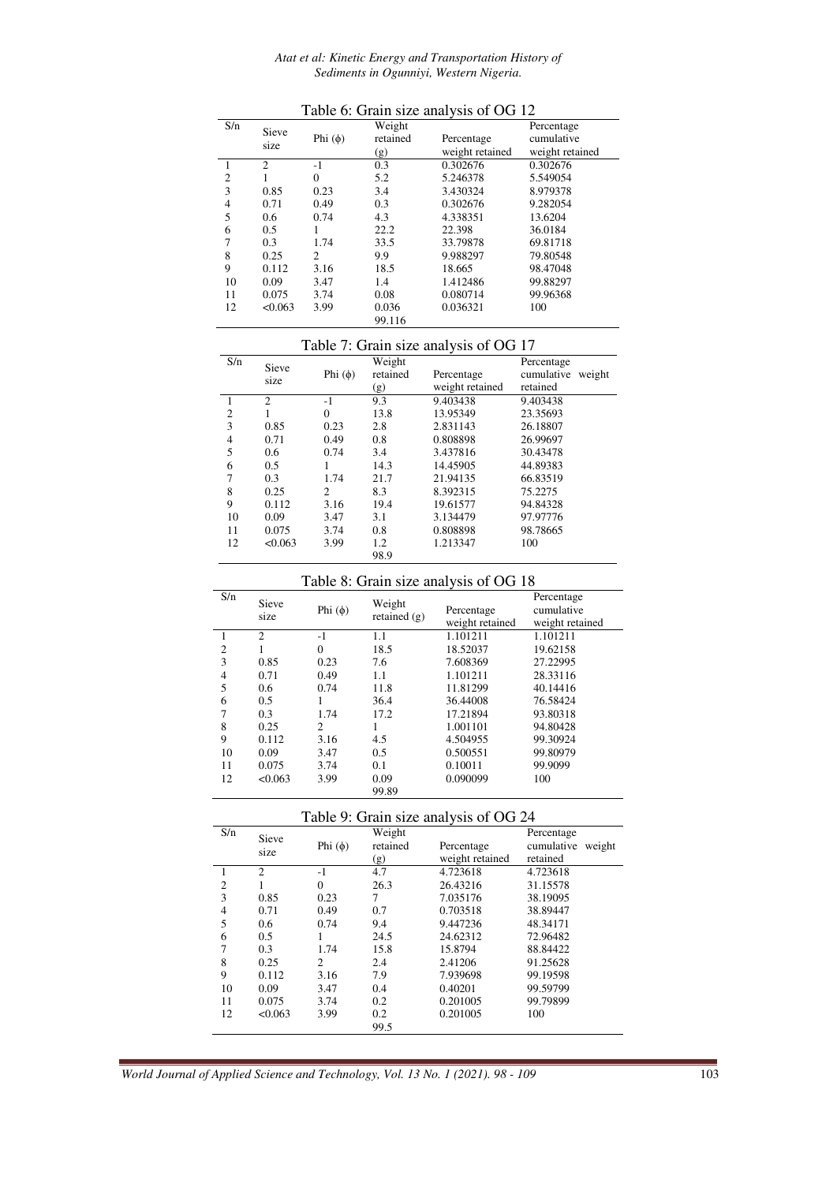Table 6: Grain size analysis of OG 12

| S/n | Sieve size | Phi (ϕ) | Weight retained (g) | Percentage weight retained | Percentage cumulative weight retained |
|---|---|---|---|---|---|
| 1 | 2 | -1 | 0.3 | 0.302676 | 0.302676 |
| 2 | 1 | 0 | 5.2 | 5.246378 | 5.549054 |
| 3 | 0.85 | 0.23 | 3.4 | 3.430324 | 8.979378 |
| 4 | 0.71 | 0.49 | 0.3 | 0.302676 | 9.282054 |
| 5 | 0.6 | 0.74 | 4.3 | 4.338351 | 13.6204 |
| 6 | 0.5 | 1 | 22.2 | 22.398 | 36.0184 |
| 7 | 0.3 | 1.74 | 33.5 | 33.79878 | 69.81718 |
| 8 | 0.25 | 2 | 9.9 | 9.988297 | 79.80548 |
| 9 | 0.112 | 3.16 | 18.5 | 18.665 | 98.47048 |
| 10 | 0.09 | 3.47 | 1.4 | 1.412486 | 99.88297 |
| 11 | 0.075 | 3.74 | 0.08 | 0.080714 | 99.96368 |
| 12 | <0.063 | 3.99 | 0.036 | 0.036321 | 100 |
| | | | 99.116 | | |

Table 7: Grain size analysis of OG 17

| S/n | Sieve size | Phi (ϕ) | Weight retained (g) | Percentage weight retained | Percentage cumulative weight retained |
|---|---|---|---|---|---|
| 1 | 2 | -1 | 9.3 | 9.403438 | 9.403438 |
| 2 | 1 | 0 | 13.8 | 13.95349 | 23.35693 |
| 3 | 0.85 | 0.23 | 2.8 | 2.831143 | 26.18807 |
| 4 | 0.71 | 0.49 | 0.8 | 0.808898 | 26.99697 |
| 5 | 0.6 | 0.74 | 3.4 | 3.437816 | 30.43478 |
| 6 | 0.5 | 1 | 14.3 | 14.45905 | 44.89383 |
| 7 | 0.3 | 1.74 | 21.7 | 21.94135 | 66.83519 |
| 8 | 0.25 | 2 | 8.3 | 8.392315 | 75.2275 |
| 9 | 0.112 | 3.16 | 19.4 | 19.61577 | 94.84328 |
| 10 | 0.09 | 3.47 | 3.1 | 3.134479 | 97.97776 |
| 11 | 0.075 | 3.74 | 0.8 | 0.808898 | 98.78665 |
| 12 | <0.063 | 3.99 | 1.2 | 1.213347 | 100 |
| | | | 98.9 | | |

Table 8: Grain size analysis of OG 18

| S/n | Sieve size | Phi (ϕ) | Weight retained (g) | Percentage weight retained | Percentage cumulative weight retained |
|---|---|---|---|---|---|
| 1 | 2 | -1 | 1.1 | 1.101211 | 1.101211 |
| 2 | 1 | 0 | 18.5 | 18.52037 | 19.62158 |
| 3 | 0.85 | 0.23 | 7.6 | 7.608369 | 27.22995 |
| 4 | 0.71 | 0.49 | 1.1 | 1.101211 | 28.33116 |
| 5 | 0.6 | 0.74 | 11.8 | 11.81299 | 40.14416 |
| 6 | 0.5 | 1 | 36.4 | 36.44008 | 76.58424 |
| 7 | 0.3 | 1.74 | 17.2 | 17.21894 | 93.80318 |
| 8 | 0.25 | 2 | 1 | 1.001101 | 94.80428 |
| 9 | 0.112 | 3.16 | 4.5 | 4.504955 | 99.30924 |
| 10 | 0.09 | 3.47 | 0.5 | 0.500551 | 99.80979 |
| 11 | 0.075 | 3.74 | 0.1 | 0.10011 | 99.9099 |
| 12 | <0.063 | 3.99 | 0.09 | 0.090099 | 100 |
| | | | 99.89 | | |

Table 9: Grain size analysis of OG 24

| S/n | Sieve size | Phi (ϕ) | Weight retained (g) | Percentage weight retained | Percentage cumulative weight retained |
|---|---|---|---|---|---|
| 1 | 2 | -1 | 4.7 | 4.723618 | 4.723618 |
| 2 | 1 | 0 | 26.3 | 26.43216 | 31.15578 |
| 3 | 0.85 | 0.23 | 7 | 7.035176 | 38.19095 |
| 4 | 0.71 | 0.49 | 0.7 | 0.703518 | 38.89447 |
| 5 | 0.6 | 0.74 | 9.4 | 9.447236 | 48.34171 |
| 6 | 0.5 | 1 | 24.5 | 24.62312 | 72.96482 |
| 7 | 0.3 | 1.74 | 15.8 | 15.8794 | 88.84422 |
| 8 | 0.25 | 2 | 2.4 | 2.41206 | 91.25628 |
| 9 | 0.112 | 3.16 | 7.9 | 7.939698 | 99.19598 |
| 10 | 0.09 | 3.47 | 0.4 | 0.40201 | 99.59799 |
| 11 | 0.075 | 3.74 | 0.2 | 0.201005 | 99.79899 |
| 12 | <0.063 | 3.99 | 0.2 | 0.201005 | 100 |
| | | | 99.5 | | |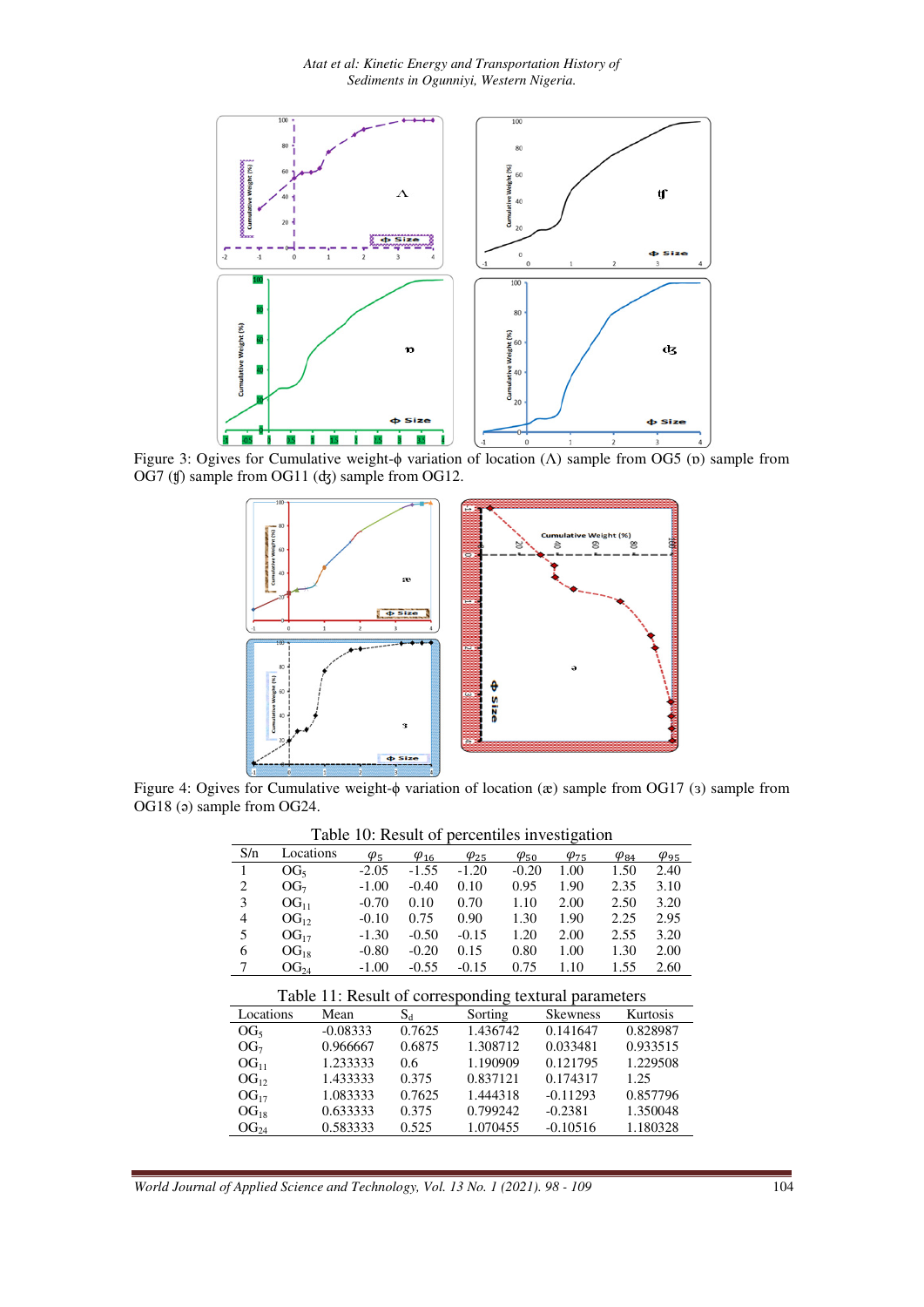Figure 3: Ogives for Cumulative weight-ϕ variation of location (Ʌ) sample from OG5 (ɒ) sample from OG7 (ʧ) sample from OG11 (ʤ) sample from OG12.

Figure 4: Ogives for Cumulative weight-ϕ variation of location (æ) sample from OG17 (ɜ) sample from OG18 (ə) sample from OG24.

Table 10: Result of percentiles investigation

| S/n | Locations | $\varphi_5$ | $\varphi_{16}$ | $\varphi_{25}$ | $\varphi_{50}$ | $\varphi_{75}$ | $\varphi_{84}$ | $\varphi_{95}$ |
|---|---|---|---|---|---|---|---|---|
| 1 | $OG_5$ | -2.05 | -1.55 | -1.20 | -0.20 | 1.00 | 1.50 | 2.40 |
| 2 | $OG_7$ | -1.00 | -0.40 | 0.10 | 0.95 | 1.90 | 2.35 | 3.10 |
| 3 | $OG_{11}$ | -0.70 | 0.10 | 0.70 | 1.10 | 2.00 | 2.50 | 3.20 |
| 4 | $OG_{12}$ | -0.10 | 0.75 | 0.90 | 1.30 | 1.90 | 2.25 | 2.95 |
| 5 | $OG_{17}$ | -1.30 | -0.50 | -0.15 | 1.20 | 2.00 | 2.55 | 3.20 |
| 6 | $OG_{18}$ | -0.80 | -0.20 | 0.15 | 0.80 | 1.00 | 1.30 | 2.00 |
| 7 | $OG_{24}$ | -1.00 | -0.55 | -0.15 | 0.75 | 1.10 | 1.55 | 2.60 |

Table 11: Result of corresponding textural parameters

| Locations | Mean | $S_d$ | Sorting | Skewness | Kurtosis |
|---|---|---|---|---|---|
| $OG_5$ | -0.08333 | 0.7625 | 1.436742 | 0.141647 | 0.828987 |
| $OG_7$ | 0.966667 | 0.6875 | 1.308712 | 0.033481 | 0.933515 |
| $OG_{11}$ | 1.233333 | 0.6 | 1.190909 | 0.121795 | 1.229508 |
| $OG_{12}$ | 1.433333 | 0.375 | 0.837121 | 0.174317 | 1.25 |
| $OG_{17}$ | 1.083333 | 0.7625 | 1.444318 | -0.11293 | 0.857796 |
| $OG_{18}$ | 0.633333 | 0.375 | 0.799242 | -0.2381 | 1.350048 |
| $OG_{24}$ | 0.583333 | 0.525 | 1.070455 | -0.10516 | 1.180328 |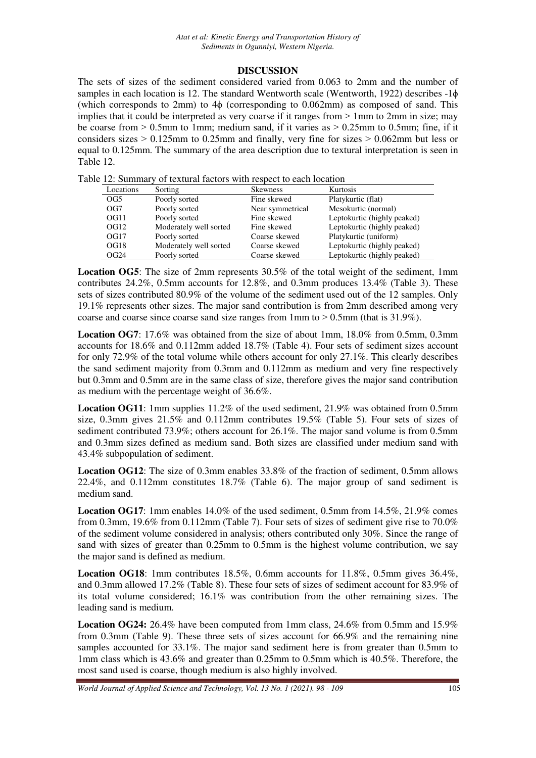## DISCUSSION

The sets of sizes of the sediment considered varied from 0.063 to 2mm and the number of samples in each location is 12. The standard Wentworth scale (Wentworth, 1922) describes -1ϕ (which corresponds to 2mm) to 4ϕ (corresponding to 0.062mm) as composed of sand. This implies that it could be interpreted as very coarse if it ranges from > 1mm to 2mm in size; may be coarse from > 0.5mm to 1mm; medium sand, if it varies as > 0.25mm to 0.5mm; fine, if it considers sizes > 0.125mm to 0.25mm and finally, very fine for sizes > 0.062mm but less or equal to 0.125mm. The summary of the area description due to textural interpretation is seen in Table 12.

Table 12: Summary of textural factors with respect to each location

| Locations | Sorting | Skewness | Kurtosis |
|---|---|---|---|
| OG5 | Poorly sorted | Fine skewed | Platykurtic (flat) |
| OG7 | Poorly sorted | Near symmetrical | Mesokurtic (normal) |
| OG11 | Poorly sorted | Fine skewed | Leptokurtic (highly peaked) |
| OG12 | Moderately well sorted | Fine skewed | Leptokurtic (highly peaked) |
| OG17 | Poorly sorted | Coarse skewed | Platykurtic (uniform) |
| OG18 | Moderately well sorted | Coarse skewed | Leptokurtic (highly peaked) |
| OG24 | Poorly sorted | Coarse skewed | Leptokurtic (highly peaked) |

**Location OG5**: The size of 2mm represents 30.5% of the total weight of the sediment, 1mm contributes 24.2%, 0.5mm accounts for 12.8%, and 0.3mm produces 13.4% (Table 3). These sets of sizes contributed 80.9% of the volume of the sediment used out of the 12 samples. Only 19.1% represents other sizes. The major sand contribution is from 2mm described among very coarse and coarse since coarse sand size ranges from 1mm to > 0.5mm (that is 31.9%).

**Location OG7**: 17.6% was obtained from the size of about 1mm, 18.0% from 0.5mm, 0.3mm accounts for 18.6% and 0.112mm added 18.7% (Table 4). Four sets of sediment sizes account for only 72.9% of the total volume while others account for only 27.1%. This clearly describes the sand sediment majority from 0.3mm and 0.112mm as medium and very fine respectively but 0.3mm and 0.5mm are in the same class of size, therefore gives the major sand contribution as medium with the percentage weight of 36.6%.

**Location OG11**: 1mm supplies 11.2% of the used sediment, 21.9% was obtained from 0.5mm size, 0.3mm gives 21.5% and 0.112mm contributes 19.5% (Table 5). Four sets of sizes of sediment contributed 73.9%; others account for 26.1%. The major sand volume is from 0.5mm and 0.3mm sizes defined as medium sand. Both sizes are classified under medium sand with 43.4% subpopulation of sediment.

**Location OG12**: The size of 0.3mm enables 33.8% of the fraction of sediment, 0.5mm allows 22.4%, and 0.112mm constitutes 18.7% (Table 6). The major group of sand sediment is medium sand.

**Location OG17**: 1mm enables 14.0% of the used sediment, 0.5mm from 14.5%, 21.9% comes from 0.3mm, 19.6% from 0.112mm (Table 7). Four sets of sizes of sediment give rise to 70.0% of the sediment volume considered in analysis; others contributed only 30%. Since the range of sand with sizes of greater than 0.25mm to 0.5mm is the highest volume contribution, we say the major sand is defined as medium.

**Location OG18**: 1mm contributes 18.5%, 0.6mm accounts for 11.8%, 0.5mm gives 36.4%, and 0.3mm allowed 17.2% (Table 8). These four sets of sizes of sediment account for 83.9% of its total volume considered; 16.1% was contribution from the other remaining sizes. The leading sand is medium.

**Location OG24:** 26.4% have been computed from 1mm class, 24.6% from 0.5mm and 15.9% from 0.3mm (Table 9). These three sets of sizes account for 66.9% and the remaining nine samples accounted for 33.1%. The major sand sediment here is from greater than 0.5mm to 1mm class which is 43.6% and greater than 0.25mm to 0.5mm which is 40.5%. Therefore, the most sand used is coarse, though medium is also highly involved.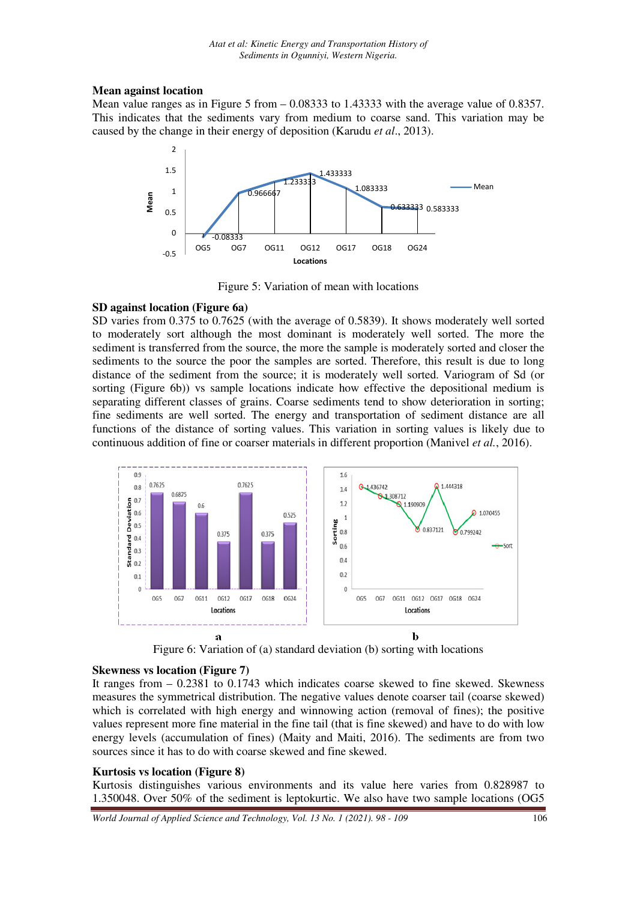### Mean against location

Mean value ranges as in Figure 5 from – 0.08333 to 1.43333 with the average value of 0.8357. This indicates that the sediments vary from medium to coarse sand. This variation may be caused by the change in their energy of deposition (Karudu *et al*., 2013).

Figure 5: Variation of mean with locations

### SD against location (Figure 6a)

SD varies from 0.375 to 0.7625 (with the average of 0.5839). It shows moderately well sorted to moderately sort although the most dominant is moderately well sorted. The more the sediment is transferred from the source, the more the sample is moderately sorted and closer the sediments to the source the poor the samples are sorted. Therefore, this result is due to long distance of the sediment from the source; it is moderately well sorted. Variogram of Sd (or sorting (Figure 6b)) vs sample locations indicate how effective the depositional medium is separating different classes of grains. Coarse sediments tend to show deterioration in sorting; fine sediments are well sorted. The energy and transportation of sediment distance are all functions of the distance of sorting values. This variation in sorting values is likely due to continuous addition of fine or coarser materials in different proportion (Manivel *et al.*, 2016).

Figure 6: Variation of (a) standard deviation (b) sorting with locations

### Skewness vs location (Figure 7)

It ranges from – 0.2381 to 0.1743 which indicates coarse skewed to fine skewed. Skewness measures the symmetrical distribution. The negative values denote coarser tail (coarse skewed) which is correlated with high energy and winnowing action (removal of fines); the positive values represent more fine material in the fine tail (that is fine skewed) and have to do with low energy levels (accumulation of fines) (Maity and Maiti, 2016). The sediments are from two sources since it has to do with coarse skewed and fine skewed.

### Kurtosis vs location (Figure 8)

Kurtosis distinguishes various environments and its value here varies from 0.828987 to 1.350048. Over 50% of the sediment is leptokurtic. We also have two sample locations (OG5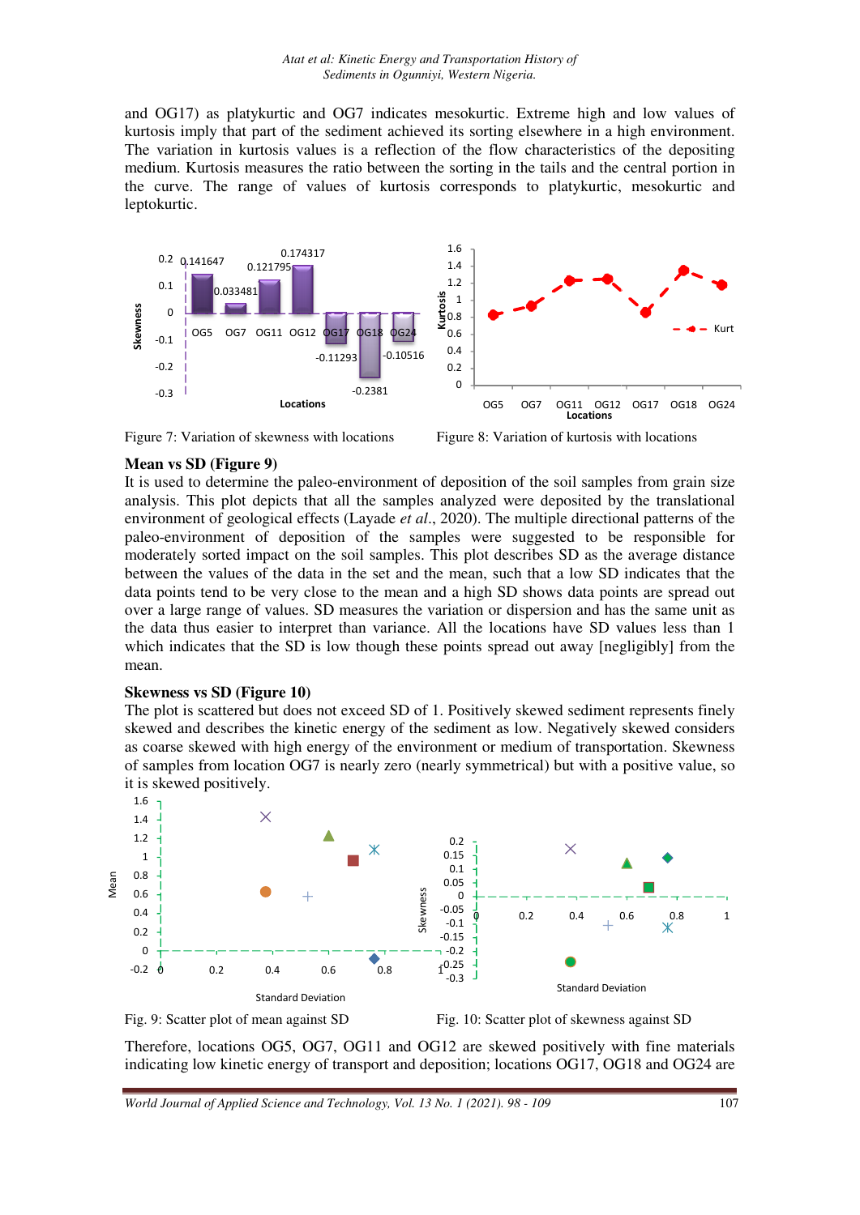and OG17) as platykurtic and OG7 indicates mesokurtic. Extreme high and low values of kurtosis imply that part of the sediment achieved its sorting elsewhere in a high environment. The variation in kurtosis values is a reflection of the flow characteristics of the depositing medium. Kurtosis measures the ratio between the sorting in the tails and the central portion in the curve. The range of values of kurtosis corresponds to platykurtic, mesokurtic and leptokurtic.

Figure 7: Variation of skewness with locations

Figure 8: Variation of kurtosis with locations

**Mean vs SD (Figure 9)**

It is used to determine the paleo-environment of deposition of the soil samples from grain size analysis. This plot depicts that all the samples analyzed were deposited by the translational environment of geological effects (Layade *et al*., 2020). The multiple directional patterns of the paleo-environment of deposition of the samples were suggested to be responsible for moderately sorted impact on the soil samples. This plot describes SD as the average distance between the values of the data in the set and the mean, such that a low SD indicates that the data points tend to be very close to the mean and a high SD shows data points are spread out over a large range of values. SD measures the variation or dispersion and has the same unit as the data thus easier to interpret than variance. All the locations have SD values less than 1 which indicates that the SD is low though these points spread out away [negligibly] from the mean.

**Skewness vs SD (Figure 10)**

The plot is scattered but does not exceed SD of 1. Positively skewed sediment represents finely skewed and describes the kinetic energy of the sediment as low. Negatively skewed considers as coarse skewed with high energy of the environment or medium of transportation. Skewness of samples from location OG7 is nearly zero (nearly symmetrical) but with a positive value, so it is skewed positively.

Fig. 9: Scatter plot of mean against SD

Fig. 10: Scatter plot of skewness against SD

Therefore, locations OG5, OG7, OG11 and OG12 are skewed positively with fine materials indicating low kinetic energy of transport and deposition; locations OG17, OG18 and OG24 are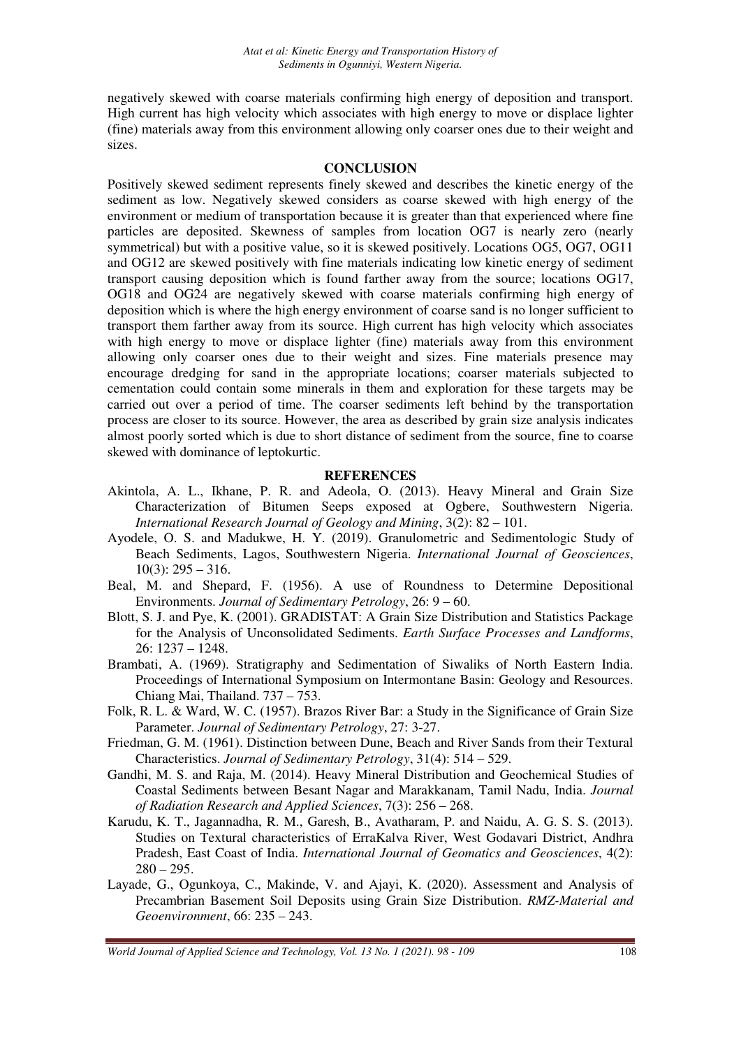negatively skewed with coarse materials confirming high energy of deposition and transport. High current has high velocity which associates with high energy to move or displace lighter (fine) materials away from this environment allowing only coarser ones due to their weight and sizes.

## CONCLUSION

Positively skewed sediment represents finely skewed and describes the kinetic energy of the sediment as low. Negatively skewed considers as coarse skewed with high energy of the environment or medium of transportation because it is greater than that experienced where fine particles are deposited. Skewness of samples from location OG7 is nearly zero (nearly symmetrical) but with a positive value, so it is skewed positively. Locations OG5, OG7, OG11 and OG12 are skewed positively with fine materials indicating low kinetic energy of sediment transport causing deposition which is found farther away from the source; locations OG17, OG18 and OG24 are negatively skewed with coarse materials confirming high energy of deposition which is where the high energy environment of coarse sand is no longer sufficient to transport them farther away from its source. High current has high velocity which associates with high energy to move or displace lighter (fine) materials away from this environment allowing only coarser ones due to their weight and sizes. Fine materials presence may encourage dredging for sand in the appropriate locations; coarser materials subjected to cementation could contain some minerals in them and exploration for these targets may be carried out over a period of time. The coarser sediments left behind by the transportation process are closer to its source. However, the area as described by grain size analysis indicates almost poorly sorted which is due to short distance of sediment from the source, fine to coarse skewed with dominance of leptokurtic.

## REFERENCES

Akintola, A. L., Ikhane, P. R. and Adeola, O. (2013). Heavy Mineral and Grain Size Characterization of Bitumen Seeps exposed at Ogbere, Southwestern Nigeria. *International Research Journal of Geology and Mining*, 3(2): 82 – 101.

Ayodele, O. S. and Madukwe, H. Y. (2019). Granulometric and Sedimentologic Study of Beach Sediments, Lagos, Southwestern Nigeria. *International Journal of Geosciences*, 10(3): 295 – 316.

Beal, M. and Shepard, F. (1956). A use of Roundness to Determine Depositional Environments. *Journal of Sedimentary Petrology*, 26: 9 – 60.

Blott, S. J. and Pye, K. (2001). GRADISTAT: A Grain Size Distribution and Statistics Package for the Analysis of Unconsolidated Sediments. *Earth Surface Processes and Landforms*, 26: 1237 – 1248.

Brambati, A. (1969). Stratigraphy and Sedimentation of Siwaliks of North Eastern India. Proceedings of International Symposium on Intermontane Basin: Geology and Resources. Chiang Mai, Thailand. 737 – 753.

Folk, R. L. & Ward, W. C. (1957). Brazos River Bar: a Study in the Significance of Grain Size Parameter. *Journal of Sedimentary Petrology*, 27: 3-27.

Friedman, G. M. (1961). Distinction between Dune, Beach and River Sands from their Textural Characteristics. *Journal of Sedimentary Petrology*, 31(4): 514 – 529.

Gandhi, M. S. and Raja, M. (2014). Heavy Mineral Distribution and Geochemical Studies of Coastal Sediments between Besant Nagar and Marakkanam, Tamil Nadu, India. *Journal of Radiation Research and Applied Sciences*, 7(3): 256 – 268.

Karudu, K. T., Jagannadha, R. M., Garesh, B., Avatharam, P. and Naidu, A. G. S. S. (2013). Studies on Textural characteristics of ErraKalva River, West Godavari District, Andhra Pradesh, East Coast of India. *International Journal of Geomatics and Geosciences*, 4(2): 280 – 295.

Layade, G., Ogunkoya, C., Makinde, V. and Ajayi, K. (2020). Assessment and Analysis of Precambrian Basement Soil Deposits using Grain Size Distribution. *RMZ-Material and Geoenvironment*, 66: 235 – 243.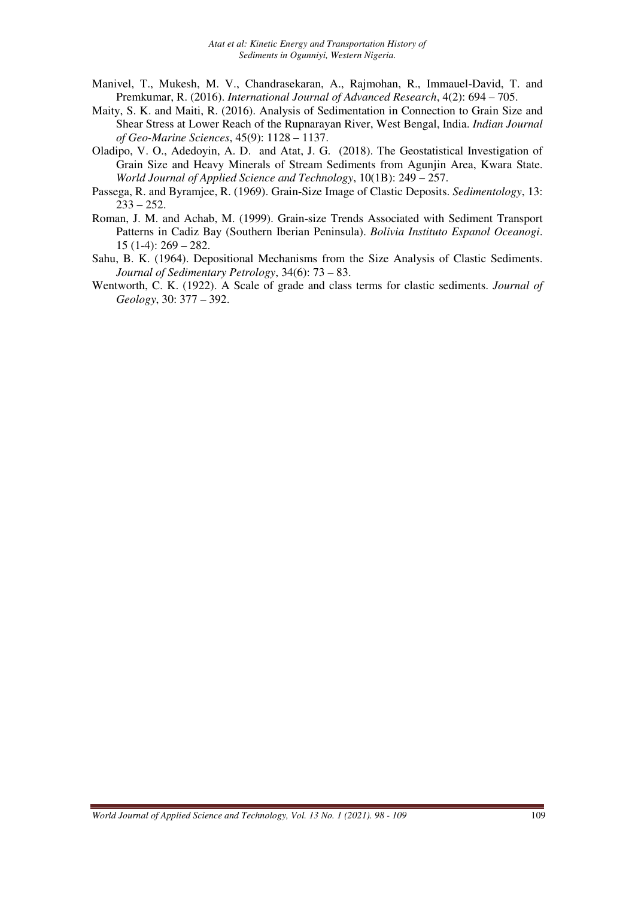Manivel, T., Mukesh, M. V., Chandrasekaran, A., Rajmohan, R., Immauel-David, T. and Premkumar, R. (2016). *International Journal of Advanced Research*, 4(2): 694 – 705.

Maity, S. K. and Maiti, R. (2016). Analysis of Sedimentation in Connection to Grain Size and Shear Stress at Lower Reach of the Rupnarayan River, West Bengal, India. *Indian Journal of Geo-Marine Sciences*, 45(9): 1128 – 1137.

Oladipo, V. O., Adedoyin, A. D. and Atat, J. G. (2018). The Geostatistical Investigation of Grain Size and Heavy Minerals of Stream Sediments from Agunjin Area, Kwara State. *World Journal of Applied Science and Technology*, 10(1B): 249 – 257.

Passega, R. and Byramjee, R. (1969). Grain-Size Image of Clastic Deposits. *Sedimentology*, 13: 233 – 252.

Roman, J. M. and Achab, M. (1999). Grain-size Trends Associated with Sediment Transport Patterns in Cadiz Bay (Southern Iberian Peninsula). *Bolivia Instituto Espanol Oceanogi*. 15 (1-4): 269 – 282.

Sahu, B. K. (1964). Depositional Mechanisms from the Size Analysis of Clastic Sediments. *Journal of Sedimentary Petrology*, 34(6): 73 – 83.

Wentworth, C. K. (1922). A Scale of grade and class terms for clastic sediments. *Journal of Geology*, 30: 377 – 392.